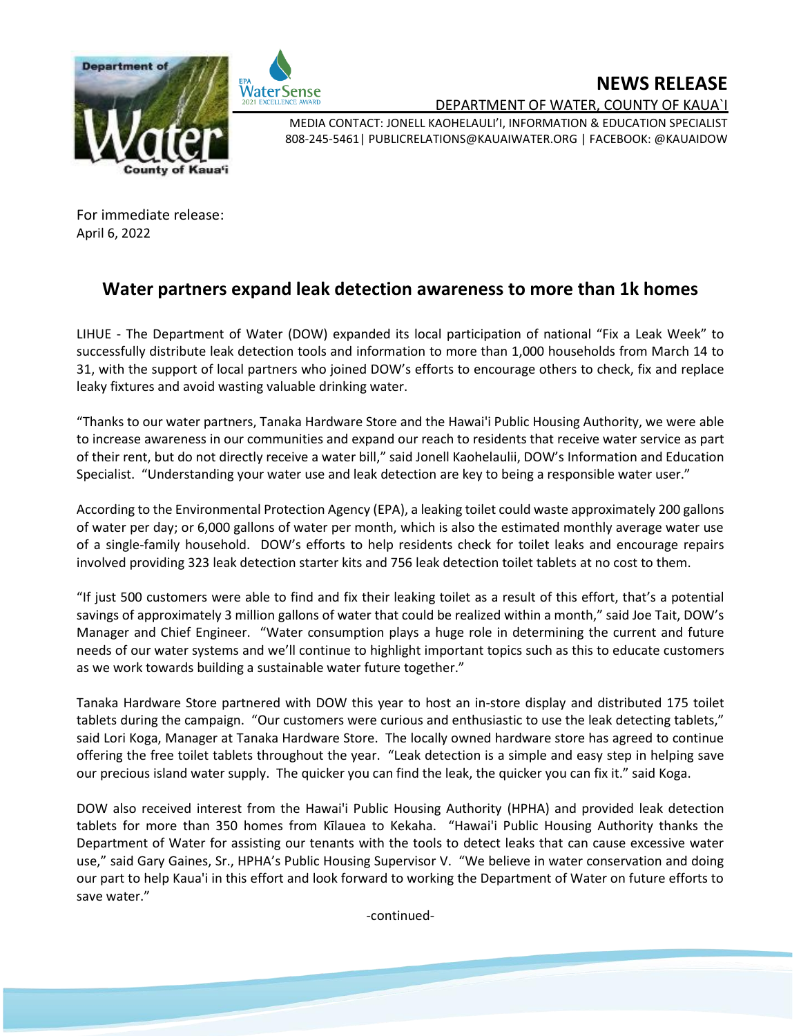# NEWS RELEASE

DEPARTMENT OF WATER, COUNTY OF KAUA`I

MEDIA CONTACT: JONELL KAOHELAULI'I, INFORMATION & EDUCATION SPECIALIST
808-245-5461| PUBLICRELATIONS@KAUAIWATER.ORG | FACEBOOK: @KAUAIDOW

For immediate release:
April 6, 2022

## Water partners expand leak detection awareness to more than 1k homes

LIHUE - The Department of Water (DOW) expanded its local participation of national "Fix a Leak Week" to successfully distribute leak detection tools and information to more than 1,000 households from March 14 to 31, with the support of local partners who joined DOW's efforts to encourage others to check, fix and replace leaky fixtures and avoid wasting valuable drinking water.

"Thanks to our water partners, Tanaka Hardware Store and the Hawai'i Public Housing Authority, we were able to increase awareness in our communities and expand our reach to residents that receive water service as part of their rent, but do not directly receive a water bill," said Jonell Kaohelaulii, DOW's Information and Education Specialist. "Understanding your water use and leak detection are key to being a responsible water user."

According to the Environmental Protection Agency (EPA), a leaking toilet could waste approximately 200 gallons of water per day; or 6,000 gallons of water per month, which is also the estimated monthly average water use of a single-family household. DOW's efforts to help residents check for toilet leaks and encourage repairs involved providing 323 leak detection starter kits and 756 leak detection toilet tablets at no cost to them.

"If just 500 customers were able to find and fix their leaking toilet as a result of this effort, that's a potential savings of approximately 3 million gallons of water that could be realized within a month," said Joe Tait, DOW's Manager and Chief Engineer. "Water consumption plays a huge role in determining the current and future needs of our water systems and we'll continue to highlight important topics such as this to educate customers as we work towards building a sustainable water future together."

Tanaka Hardware Store partnered with DOW this year to host an in-store display and distributed 175 toilet tablets during the campaign. "Our customers were curious and enthusiastic to use the leak detecting tablets," said Lori Koga, Manager at Tanaka Hardware Store. The locally owned hardware store has agreed to continue offering the free toilet tablets throughout the year. "Leak detection is a simple and easy step in helping save our precious island water supply. The quicker you can find the leak, the quicker you can fix it." said Koga.

DOW also received interest from the Hawai'i Public Housing Authority (HPHA) and provided leak detection tablets for more than 350 homes from Kīlauea to Kekaha. "Hawai'i Public Housing Authority thanks the Department of Water for assisting our tenants with the tools to detect leaks that can cause excessive water use," said Gary Gaines, Sr., HPHA's Public Housing Supervisor V. "We believe in water conservation and doing our part to help Kaua'i in this effort and look forward to working the Department of Water on future efforts to save water."

-continued-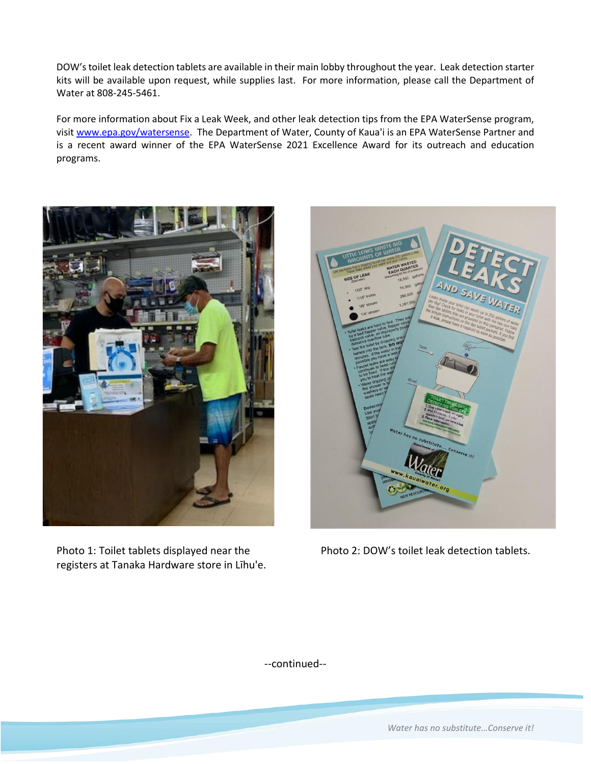DOW's toilet leak detection tablets are available in their main lobby throughout the year. Leak detection starter kits will be available upon request, while supplies last. For more information, please call the Department of Water at 808-245-5461.

For more information about Fix a Leak Week, and other leak detection tips from the EPA WaterSense program, visit [www.epa.gov/watersense](http://www.epa.gov/watersense). The Department of Water, County of Kaua'i is an EPA WaterSense Partner and is a recent award winner of the EPA WaterSense 2021 Excellence Award for its outreach and education programs.

Photo 1: Toilet tablets displayed near the registers at Tanaka Hardware store in Līhu'e.

Photo 2: DOW's toilet leak detection tablets.

--continued--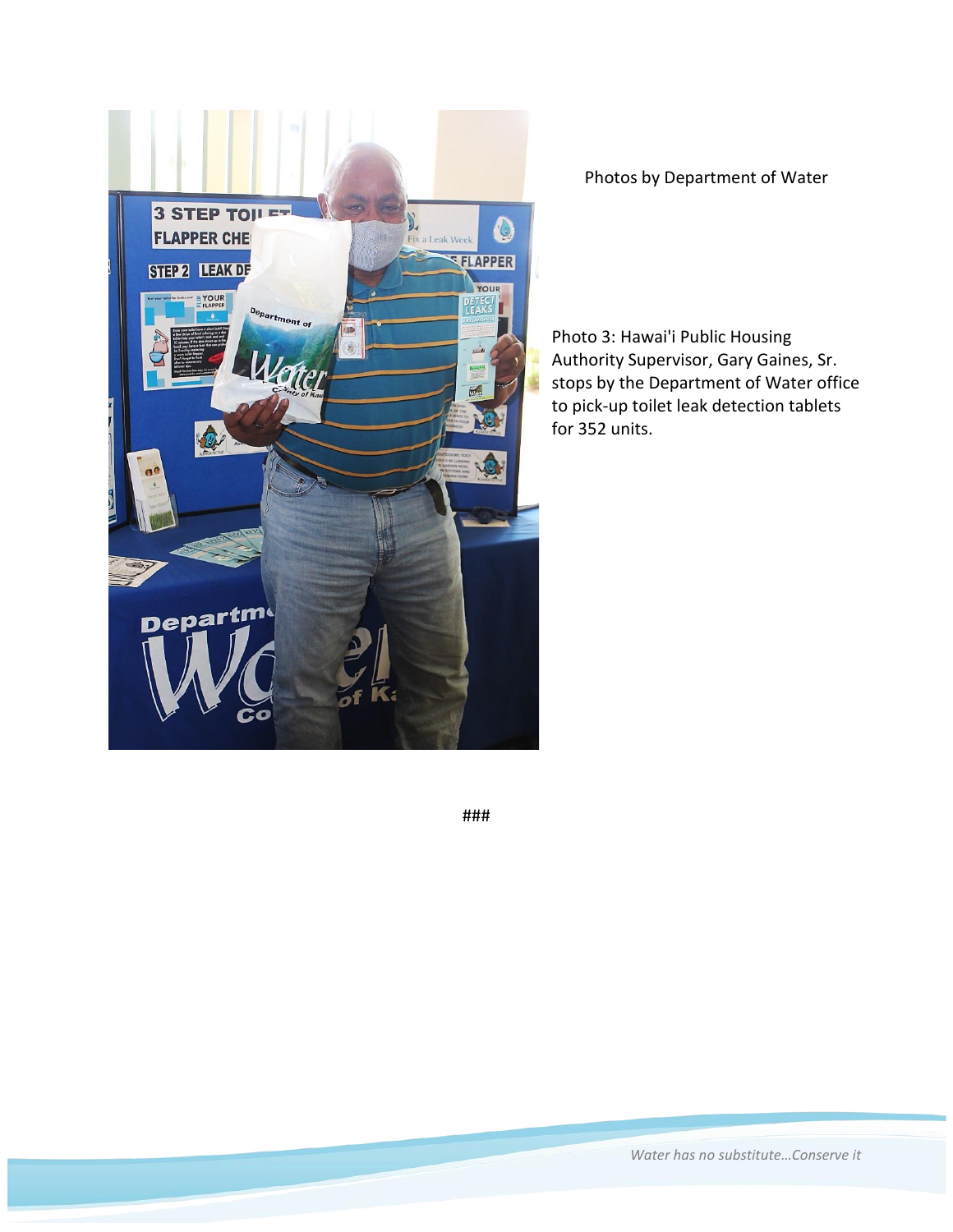Photos by Department of Water

Photo 3: Hawai'i Public Housing Authority Supervisor, Gary Gaines, Sr. stops by the Department of Water office to pick-up toilet leak detection tablets for 352 units.

###

*Water has no substitute…Conserve it*